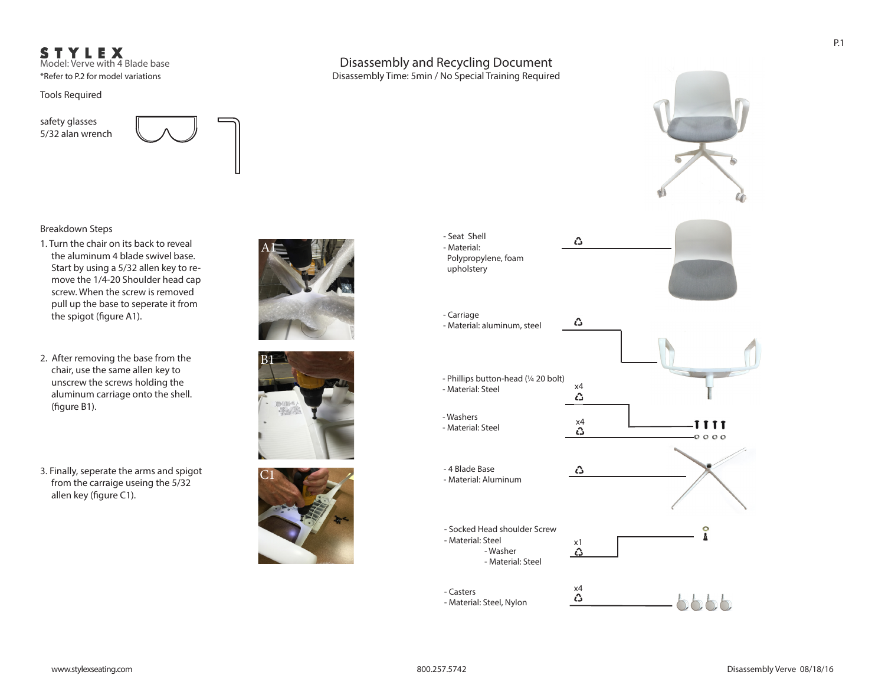# STYLEX

Model: Verve with 4 Blade base

*Refer to P.2 for model variations

## Disassembly and Recycling Document

Disassembly Time: 5min / No Special Training Required

### Tools Required

safety glasses
5/32 alan wrench

### Breakdown Steps

1. Turn the chair on its back to reveal the aluminum 4 blade swivel base. Start by using a 5/32 allen key to remove the 1/4-20 Shoulder head cap screw. When the screw is removed pull up the base to seperate it from the spigot (figure A1).

2. After removing the base from the chair, use the same allen key to unscrew the screws holding the aluminum carriage onto the shell. (figure B1).

3. Finally, seperate the arms and spigot from the carraige useing the 5/32 allen key (figure C1).

A1

B1

C1

- Seat Shell
- Material: Polypropylene, foam upholstery ♺

- Carriage
- Material: aluminum, steel ♺

- Phillips button-head (¼ 20 bolt)
- Material: Steel
x4 ♺

- Washers
- Material: Steel
x4 ♺

- 4 Blade Base
- Material: Aluminum ♺

- Socked Head shoulder Screw
- Material: Steel
  - Washer
  - Material: Steel
x1 ♺

- Casters
- Material: Steel, Nylon
x4 ♺

www.stylexseating.com 800.257.5742 Disassembly Verve 08/18/16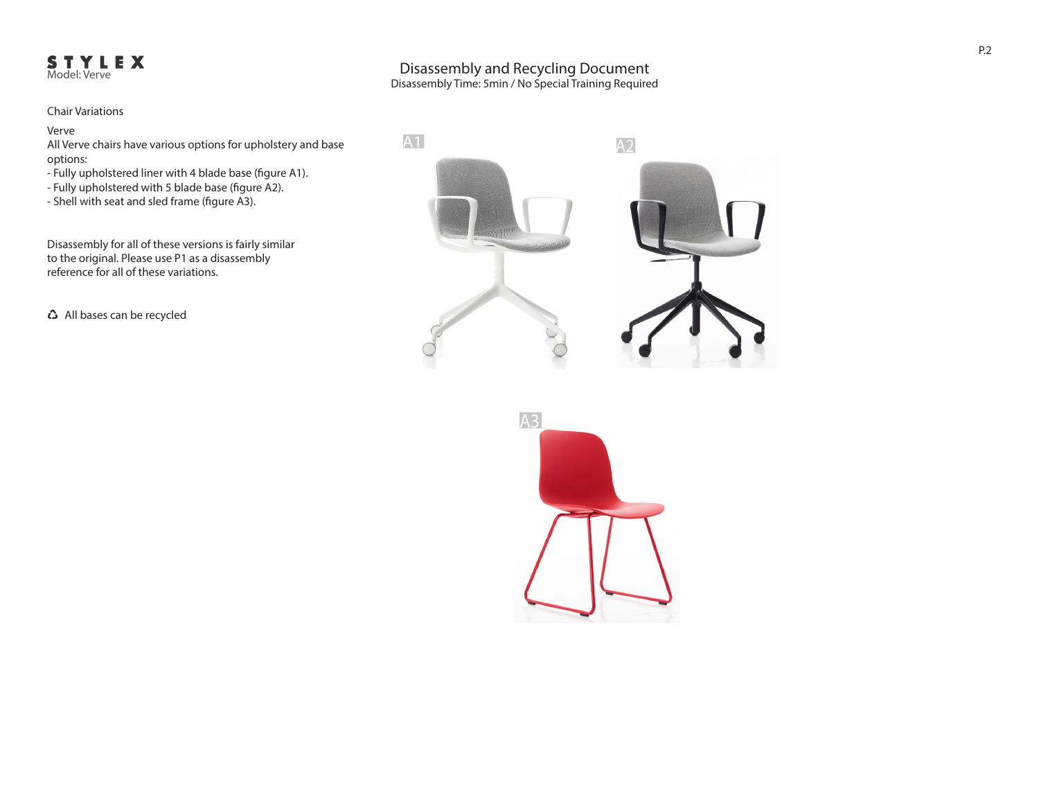**STYLEX**
Model: Verve

# Disassembly and Recycling Document

Disassembly Time: 5min / No Special Training Required

## Chair Variations

Verve

All Verve chairs have various options for upholstery and base options:

- Fully upholstered liner with 4 blade base (figure A1).
- Fully upholstered with 5 blade base (figure A2).
- Shell with seat and sled frame (figure A3).

Disassembly for all of these versions is fairly similar to the original. Please use P1 as a disassembly reference for all of these variations.

♻ All bases can be recycled

A1

A2

A3